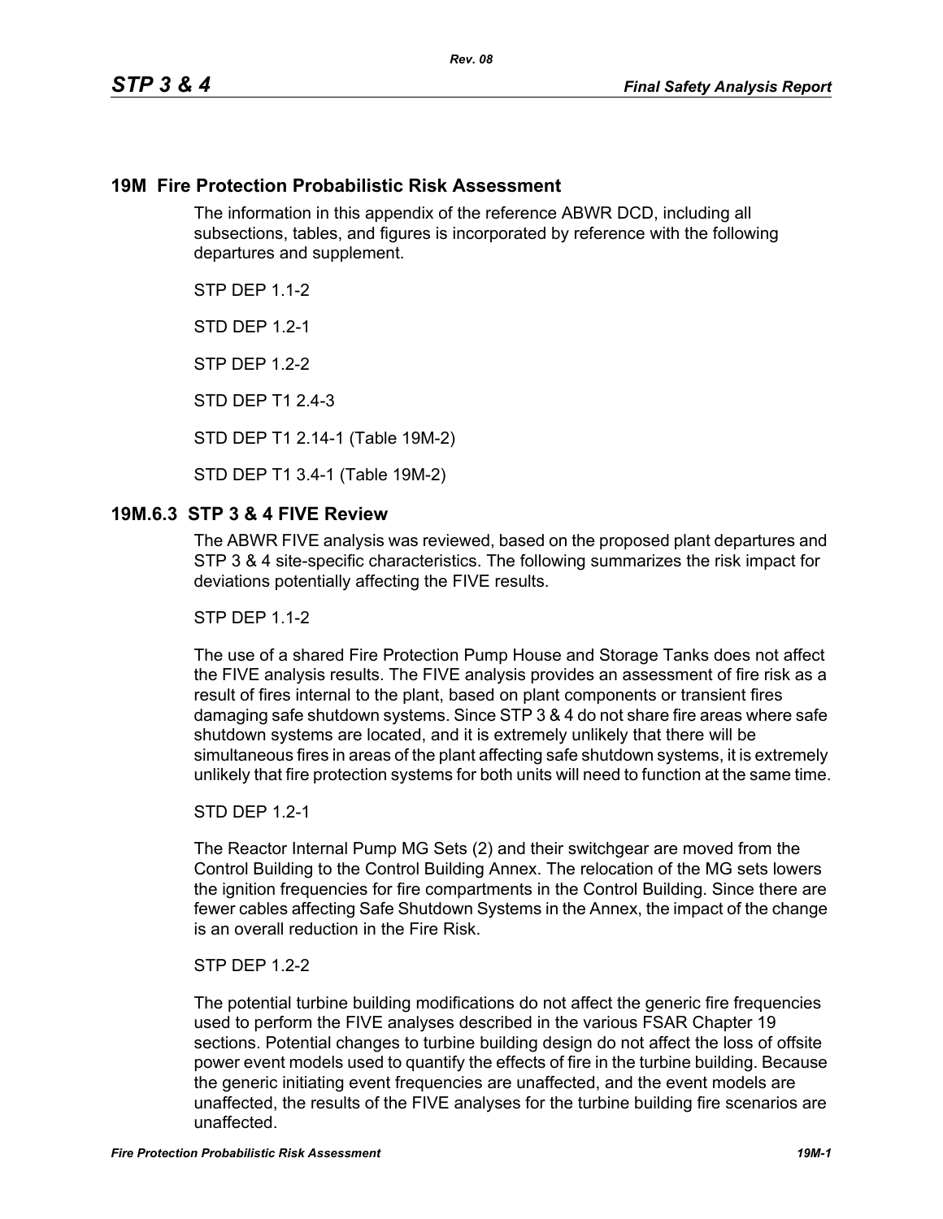## 19M Fire Protection Probabilistic Risk Assessment

The information in this appendix of the reference ABWR DCD, including all subsections, tables, and figures is incorporated by reference with the following departures and supplement.

STP DEP 1.1-2

STD DEP 1.2-1

STP DEP 1.2-2

STD DEP T1 2.4-3

STD DEP T1 2.14-1 (Table 19M-2)

STD DEP T1 3.4-1 (Table 19M-2)

### 19M.6.3 STP 3 & 4 FIVE Review

The ABWR FIVE analysis was reviewed, based on the proposed plant departures and STP 3 & 4 site-specific characteristics. The following summarizes the risk impact for deviations potentially affecting the FIVE results.

STP DEP 1.1-2

The use of a shared Fire Protection Pump House and Storage Tanks does not affect the FIVE analysis results. The FIVE analysis provides an assessment of fire risk as a result of fires internal to the plant, based on plant components or transient fires damaging safe shutdown systems. Since STP 3 & 4 do not share fire areas where safe shutdown systems are located, and it is extremely unlikely that there will be simultaneous fires in areas of the plant affecting safe shutdown systems, it is extremely unlikely that fire protection systems for both units will need to function at the same time.

STD DEP 1.2-1

The Reactor Internal Pump MG Sets (2) and their switchgear are moved from the Control Building to the Control Building Annex. The relocation of the MG sets lowers the ignition frequencies for fire compartments in the Control Building. Since there are fewer cables affecting Safe Shutdown Systems in the Annex, the impact of the change is an overall reduction in the Fire Risk.

STP DEP 1.2-2

The potential turbine building modifications do not affect the generic fire frequencies used to perform the FIVE analyses described in the various FSAR Chapter 19 sections. Potential changes to turbine building design do not affect the loss of offsite power event models used to quantify the effects of fire in the turbine building. Because the generic initiating event frequencies are unaffected, and the event models are unaffected, the results of the FIVE analyses for the turbine building fire scenarios are unaffected.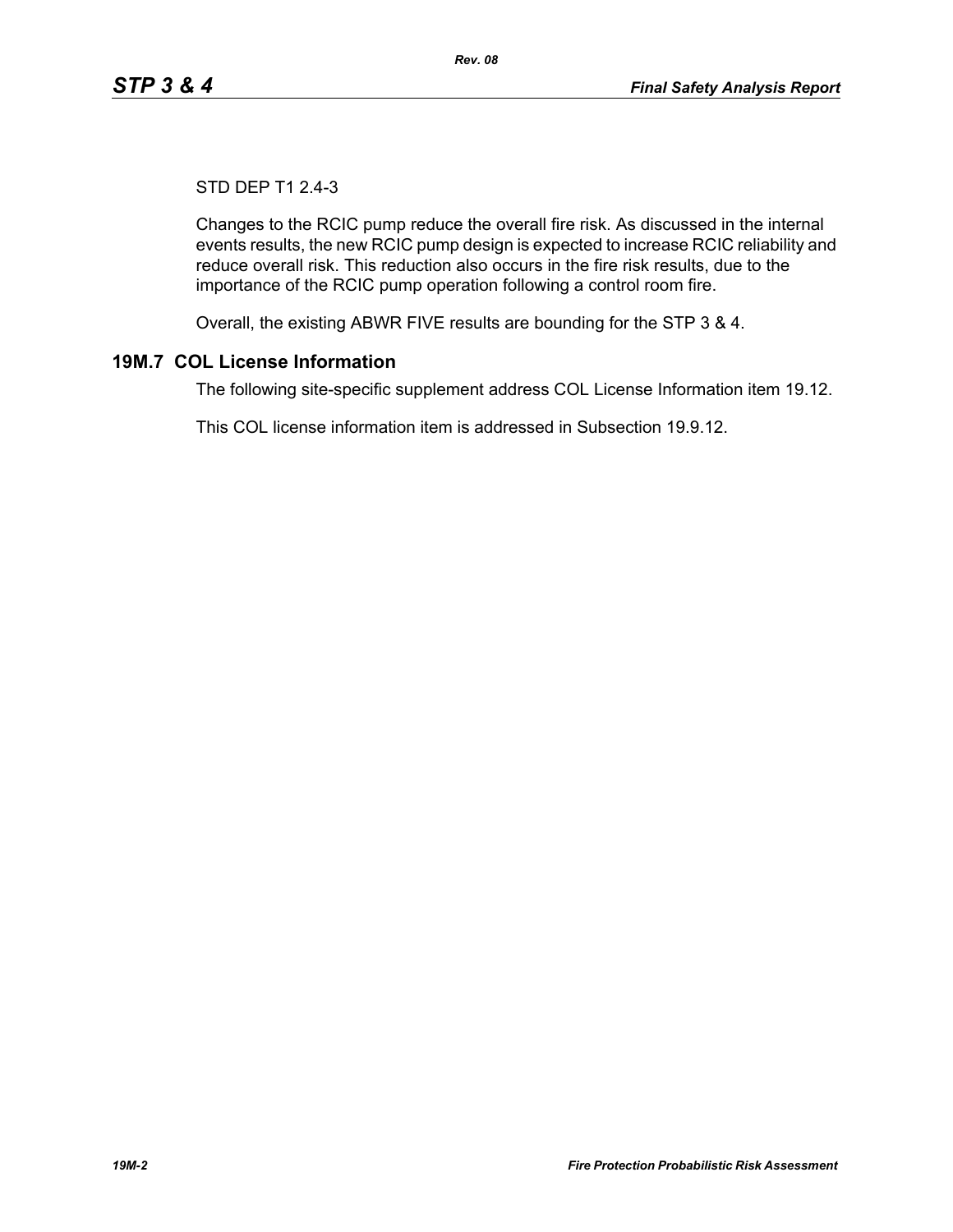STD DEP T1 2.4-3

Changes to the RCIC pump reduce the overall fire risk. As discussed in the internal events results, the new RCIC pump design is expected to increase RCIC reliability and reduce overall risk. This reduction also occurs in the fire risk results, due to the importance of the RCIC pump operation following a control room fire.

Overall, the existing ABWR FIVE results are bounding for the STP 3 & 4.

## 19M.7 COL License Information

The following site-specific supplement address COL License Information item 19.12.

This COL license information item is addressed in Subsection 19.9.12.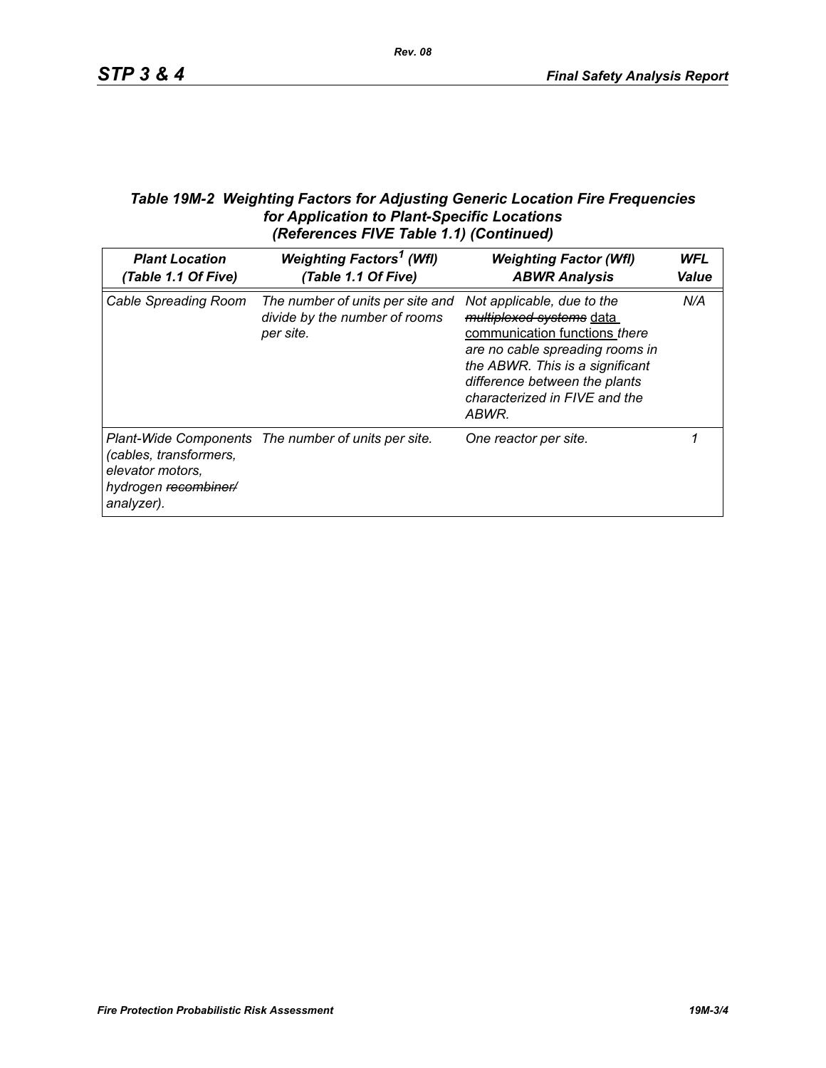*Table 19M-2 Weighting Factors for Adjusting Generic Location Fire Frequencies for Application to Plant-Specific Locations (References FIVE Table 1.1) (Continued)*

| *Plant Location (Table 1.1 Of Five)* | *Weighting Factors[1] (Wfl) (Table 1.1 Of Five)* | *Weighting Factor (Wfl) ABWR Analysis* | *WFL Value* |
|---|---|---|---|
| *Cable Spreading Room* | *The number of units per site and divide by the number of rooms per site.* | *Not applicable, due to the* ~~*multiplexed systems*~~ data communication functions *there are no cable spreading rooms in the ABWR. This is a significant difference between the plants characterized in FIVE and the ABWR.* | *N/A* |
| *Plant-Wide Components (cables, transformers, elevator motors, hydrogen* ~~*recombiner/*~~ *analyzer).* | *The number of units per site.* | *One reactor per site.* | *1* |